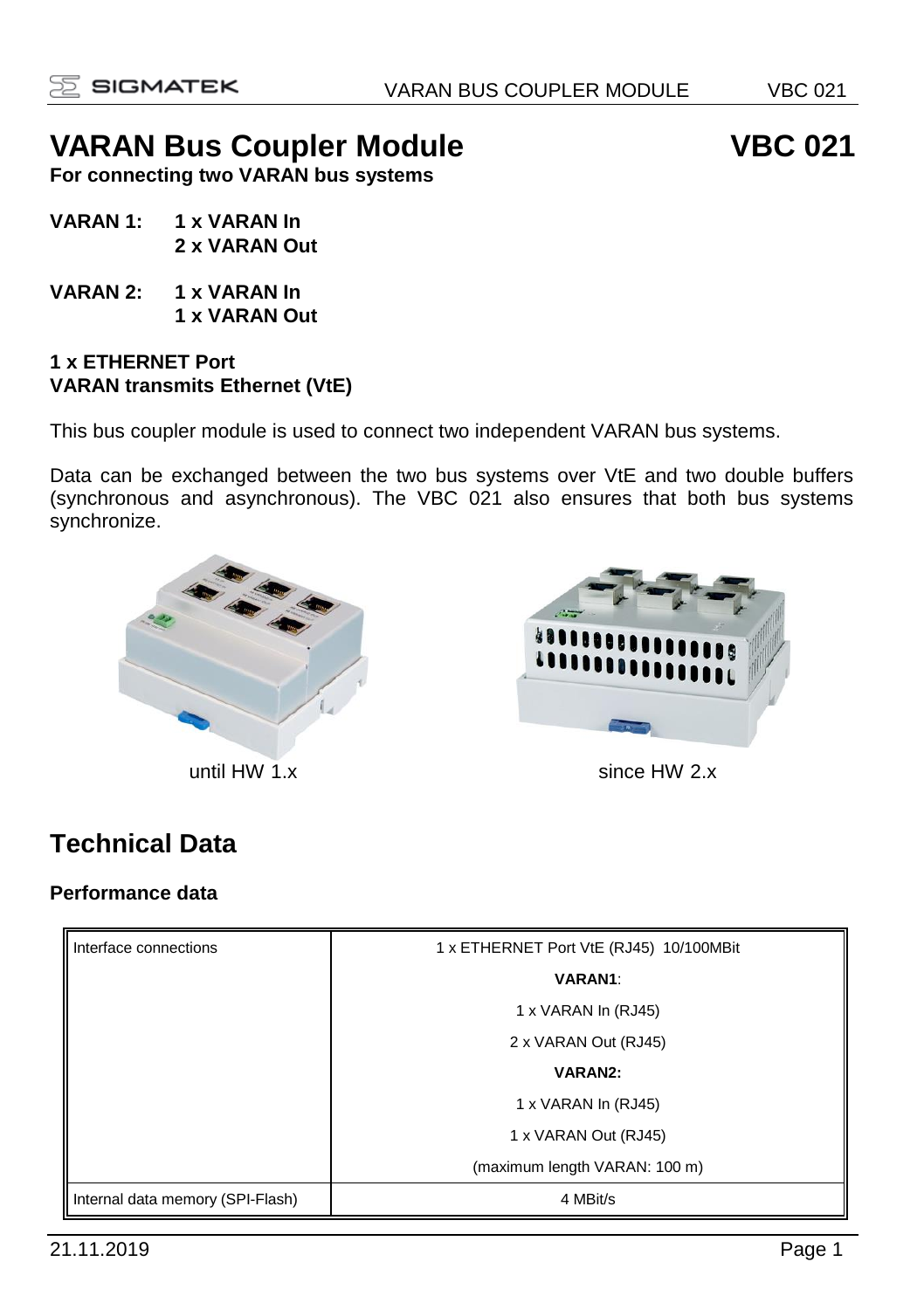# VARAN Bus Coupler Module VBC 021

**For connecting two VARAN bus systems**

**VARAN 1: 1 x VARAN In**
**2 x VARAN Out**

**VARAN 2: 1 x VARAN In**
**1 x VARAN Out**

**1 x ETHERNET Port**
**VARAN transmits Ethernet (VtE)**

This bus coupler module is used to connect two independent VARAN bus systems.

Data can be exchanged between the two bus systems over VtE and two double buffers (synchronous and asynchronous). The VBC 021 also ensures that both bus systems synchronize.

until HW 1.x

since HW 2.x

## Technical Data

### Performance data

| | |
|---|---|
| Interface connections | 1 x ETHERNET Port VtE (RJ45) 10/100MBit |
| | **VARAN1**: |
| | 1 x VARAN In (RJ45) |
| | 2 x VARAN Out (RJ45) |
| | **VARAN2:** |
| | 1 x VARAN In (RJ45) |
| | 1 x VARAN Out (RJ45) |
| | (maximum length VARAN: 100 m) |
| Internal data memory (SPI-Flash) | 4 MBit/s |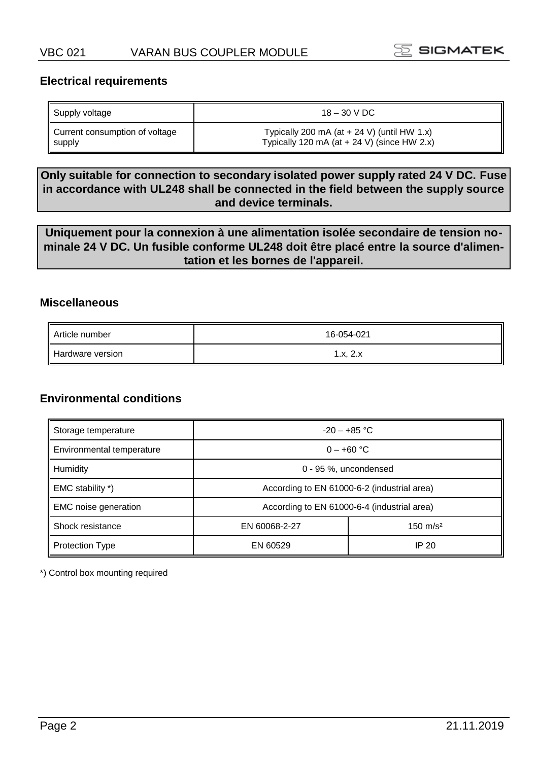## Electrical requirements

| Supply voltage | 18 – 30 V DC |
|---|---|
| Current consumption of voltage supply | Typically 200 mA (at + 24 V) (until HW 1.x)<br>Typically 120 mA (at + 24 V) (since HW 2.x) |

**Only suitable for connection to secondary isolated power supply rated 24 V DC. Fuse in accordance with UL248 shall be connected in the field between the supply source and device terminals.**

**Uniquement pour la connexion à une alimentation isolée secondaire de tension nominale 24 V DC. Un fusible conforme UL248 doit être placé entre la source d'alimentation et les bornes de l'appareil.**

## Miscellaneous

| Article number | 16-054-021 |
|---|---|
| Hardware version | 1.x, 2.x |

## Environmental conditions

| Storage temperature | -20 – +85 °C | |
|---|---|---|
| Environmental temperature | 0 – +60 °C | |
| Humidity | 0 - 95 %, uncondensed | |
| EMC stability *) | According to EN 61000-6-2 (industrial area) | |
| EMC noise generation | According to EN 61000-6-4 (industrial area) | |
| Shock resistance | EN 60068-2-27 | 150 m/s² |
| Protection Type | EN 60529 | IP 20 |

*) Control box mounting required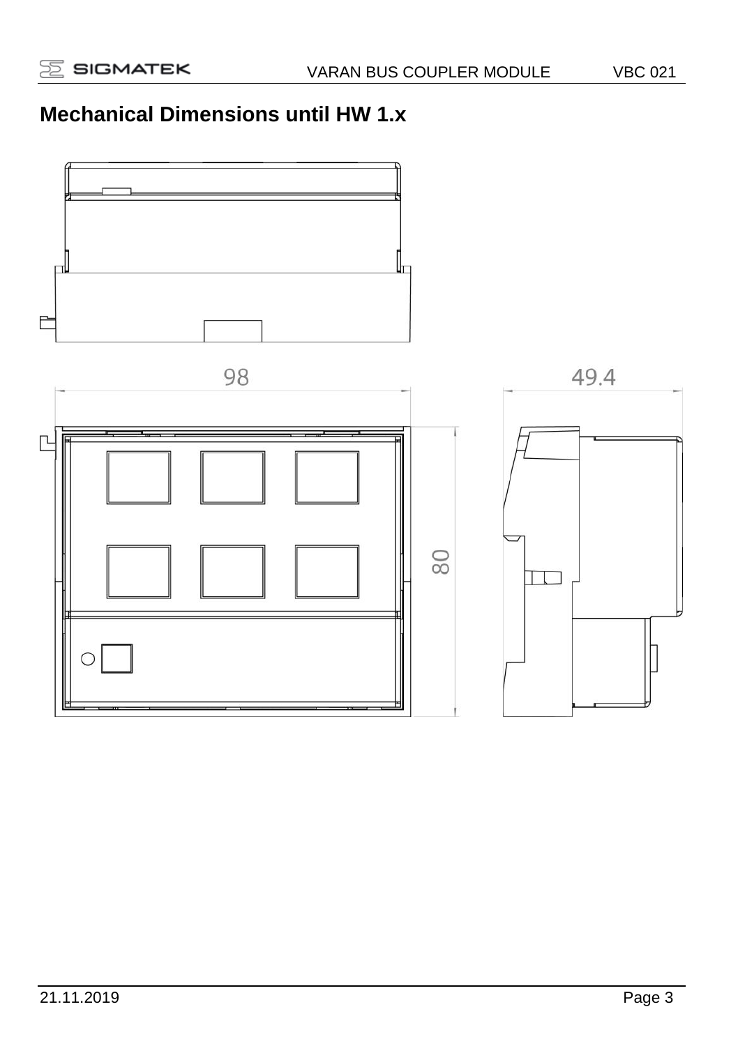## Mechanical Dimensions until HW 1.x

98

49.4

80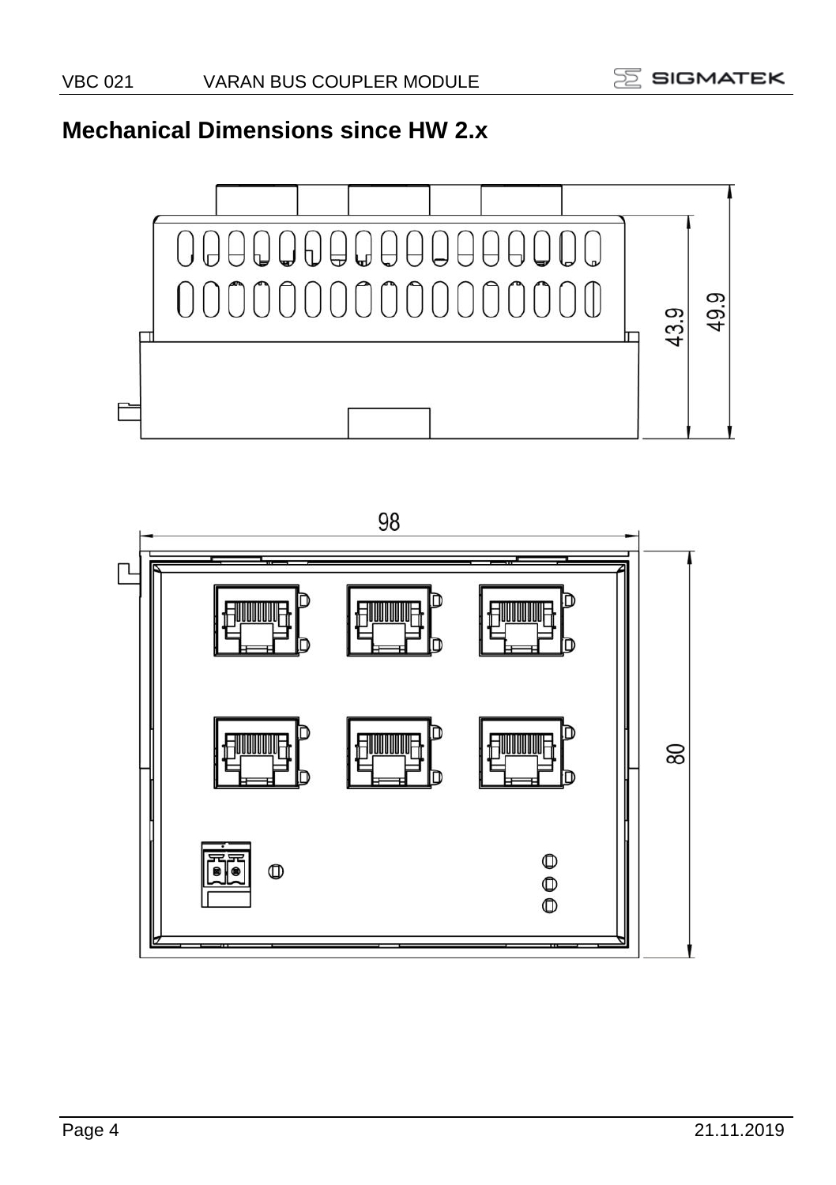## Mechanical Dimensions since HW 2.x

43.9

49.9

98

80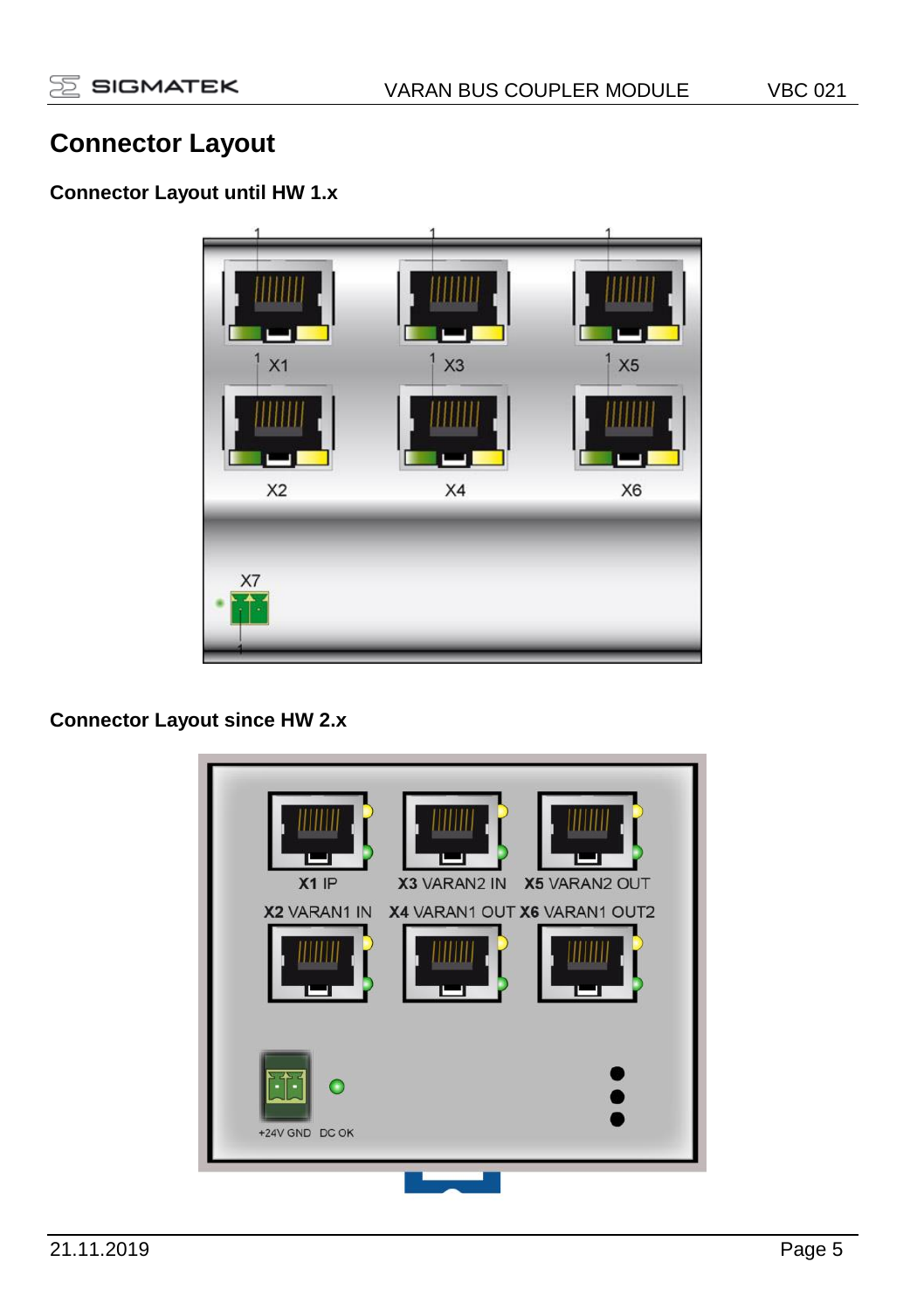# Connector Layout

## Connector Layout until HW 1.x

X1 X3 X5

X2 X4 X6

X7

## Connector Layout since HW 2.x

**X1** IP **X3** VARAN2 IN **X5** VARAN2 OUT

**X2** VARAN1 IN **X4** VARAN1 OUT **X6** VARAN1 OUT2

+24V GND DC OK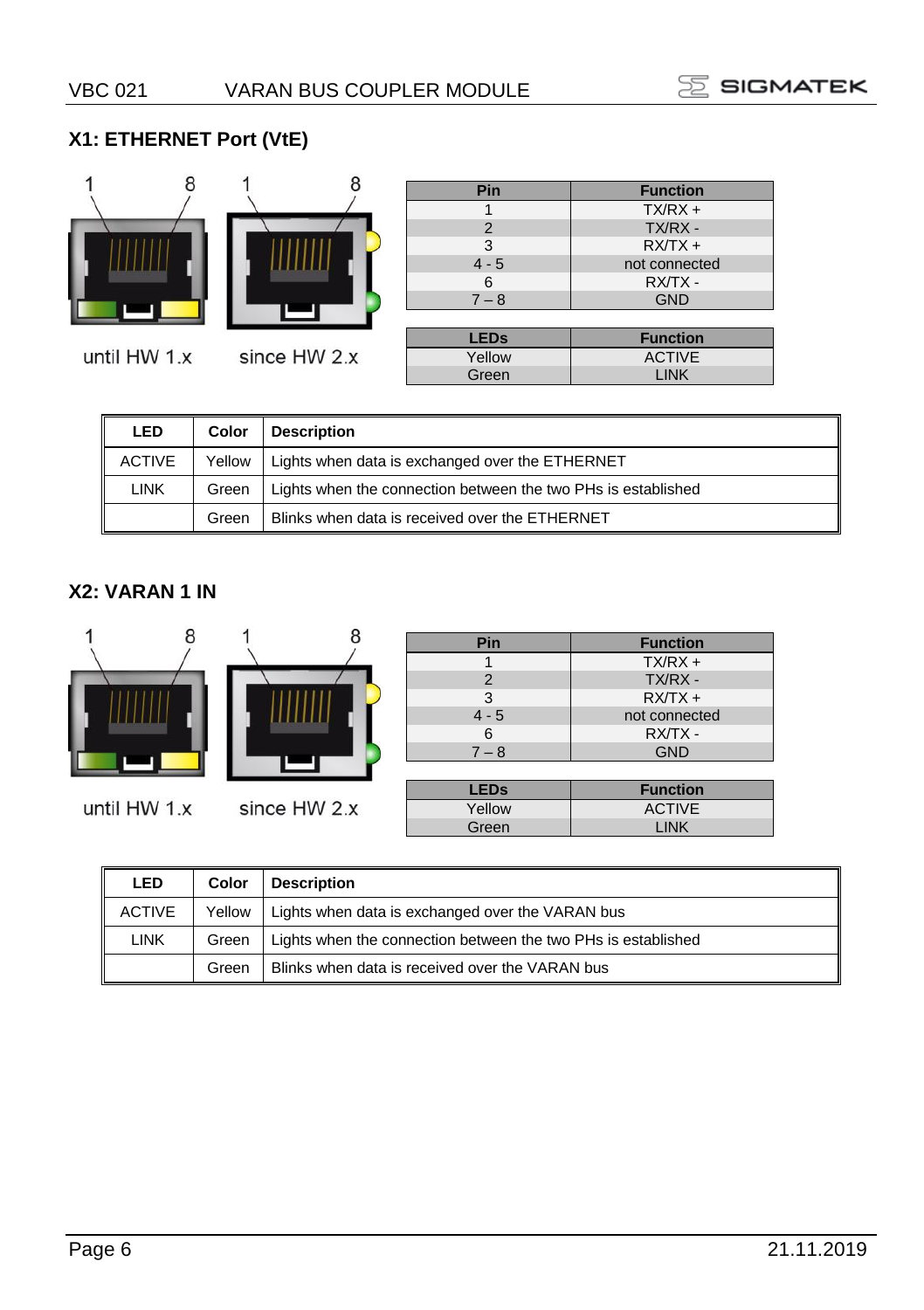## X1: ETHERNET Port (VtE)

until HW 1.x

since HW 2.x

| Pin | Function |
|---|---|
| 1 | TX/RX + |
| 2 | TX/RX - |
| 3 | RX/TX + |
| 4 - 5 | not connected |
| 6 | RX/TX - |
| 7 – 8 | GND |

| LEDs | Function |
|---|---|
| Yellow | ACTIVE |
| Green | LINK |

| LED | Color | Description |
|---|---|---|
| ACTIVE | Yellow | Lights when data is exchanged over the ETHERNET |
| LINK | Green | Lights when the connection between the two PHs is established |
| | Green | Blinks when data is received over the ETHERNET |

## X2: VARAN 1 IN

until HW 1.x

since HW 2.x

| Pin | Function |
|---|---|
| 1 | TX/RX + |
| 2 | TX/RX - |
| 3 | RX/TX + |
| 4 - 5 | not connected |
| 6 | RX/TX - |
| 7 – 8 | GND |

| LEDs | Function |
|---|---|
| Yellow | ACTIVE |
| Green | LINK |

| LED | Color | Description |
|---|---|---|
| ACTIVE | Yellow | Lights when data is exchanged over the VARAN bus |
| LINK | Green | Lights when the connection between the two PHs is established |
| | Green | Blinks when data is received over the VARAN bus |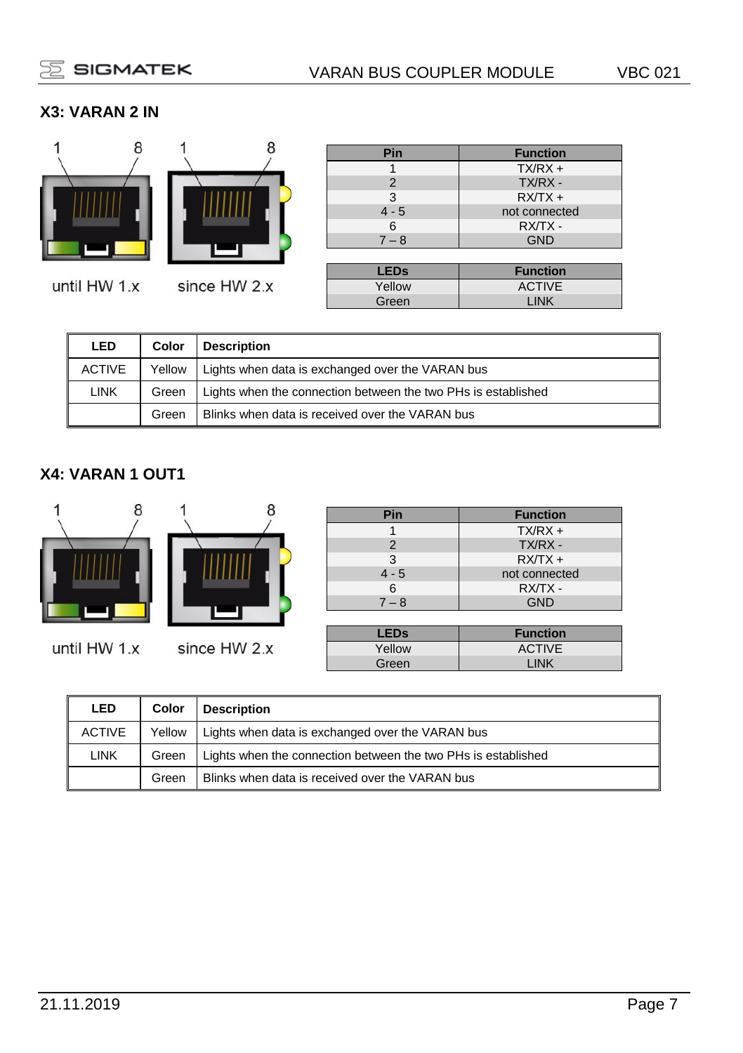## X3: VARAN 2 IN

1 8 1 8

until HW 1.x since HW 2.x

| Pin | Function |
|---|---|
| 1 | TX/RX + |
| 2 | TX/RX - |
| 3 | RX/TX + |
| 4 - 5 | not connected |
| 6 | RX/TX - |
| 7 – 8 | GND |

| LEDs | Function |
|---|---|
| Yellow | ACTIVE |
| Green | LINK |

| LED | Color | Description |
|---|---|---|
| ACTIVE | Yellow | Lights when data is exchanged over the VARAN bus |
| LINK | Green | Lights when the connection between the two PHs is established |
| | Green | Blinks when data is received over the VARAN bus |

## X4: VARAN 1 OUT1

1 8 1 8

until HW 1.x since HW 2.x

| Pin | Function |
|---|---|
| 1 | TX/RX + |
| 2 | TX/RX - |
| 3 | RX/TX + |
| 4 - 5 | not connected |
| 6 | RX/TX - |
| 7 – 8 | GND |

| LEDs | Function |
|---|---|
| Yellow | ACTIVE |
| Green | LINK |

| LED | Color | Description |
|---|---|---|
| ACTIVE | Yellow | Lights when data is exchanged over the VARAN bus |
| LINK | Green | Lights when the connection between the two PHs is established |
| | Green | Blinks when data is received over the VARAN bus |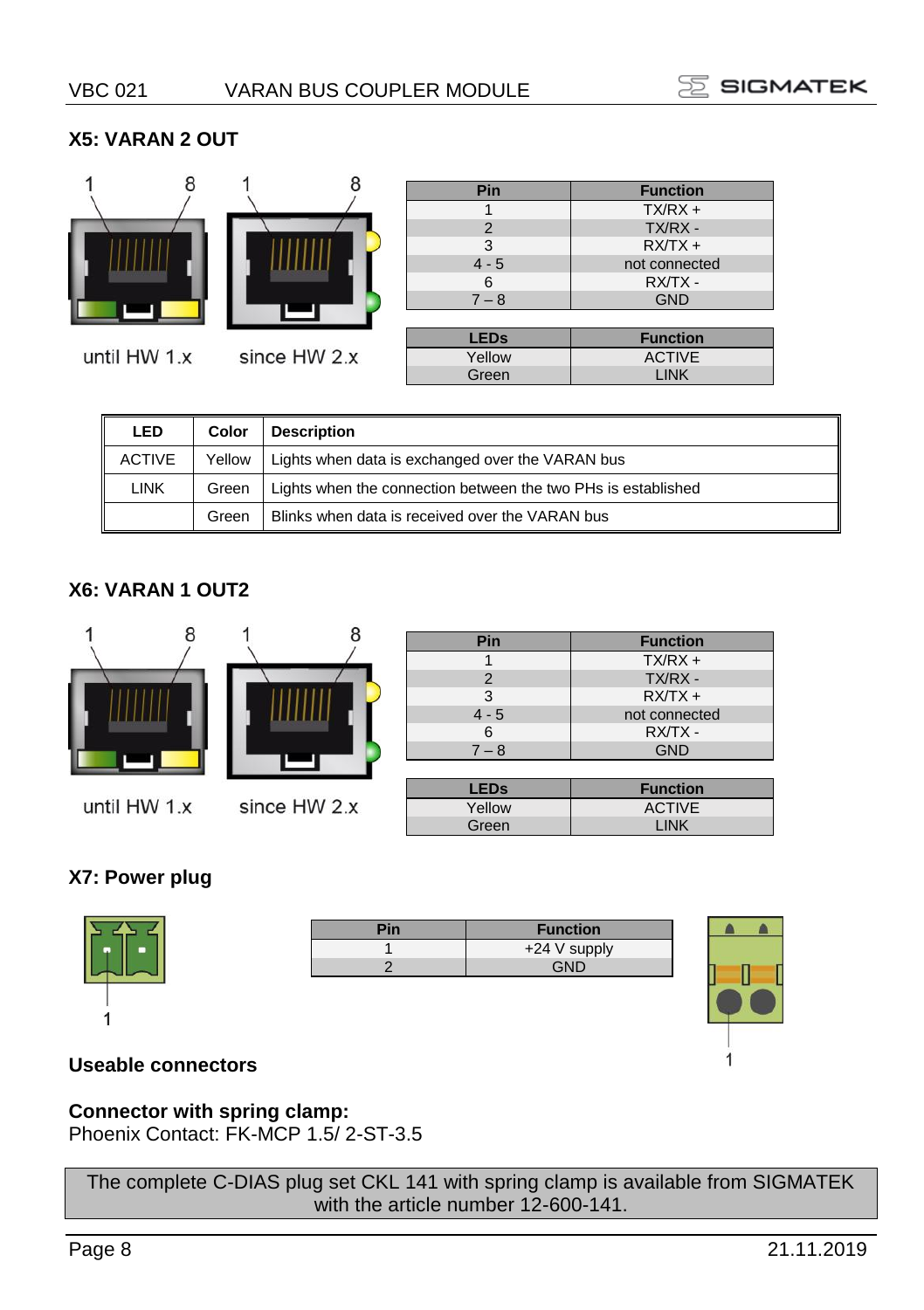## X5: VARAN 2 OUT

until HW 1.x since HW 2.x

| Pin | Function |
|---|---|
| 1 | TX/RX + |
| 2 | TX/RX - |
| 3 | RX/TX + |
| 4 - 5 | not connected |
| 6 | RX/TX - |
| 7 – 8 | GND |

| LEDs | Function |
|---|---|
| Yellow | ACTIVE |
| Green | LINK |

| LED | Color | Description |
|---|---|---|
| ACTIVE | Yellow | Lights when data is exchanged over the VARAN bus |
| LINK | Green | Lights when the connection between the two PHs is established |
| | Green | Blinks when data is received over the VARAN bus |

## X6: VARAN 1 OUT2

until HW 1.x since HW 2.x

| Pin | Function |
|---|---|
| 1 | TX/RX + |
| 2 | TX/RX - |
| 3 | RX/TX + |
| 4 - 5 | not connected |
| 6 | RX/TX - |
| 7 – 8 | GND |

| LEDs | Function |
|---|---|
| Yellow | ACTIVE |
| Green | LINK |

## X7: Power plug

| Pin | Function |
|---|---|
| 1 | +24 V supply |
| 2 | GND |

### Useable connectors

**Connector with spring clamp:**
Phoenix Contact: FK-MCP 1.5/ 2-ST-3.5

The complete C-DIAS plug set CKL 141 with spring clamp is available from SIGMATEK with the article number 12-600-141.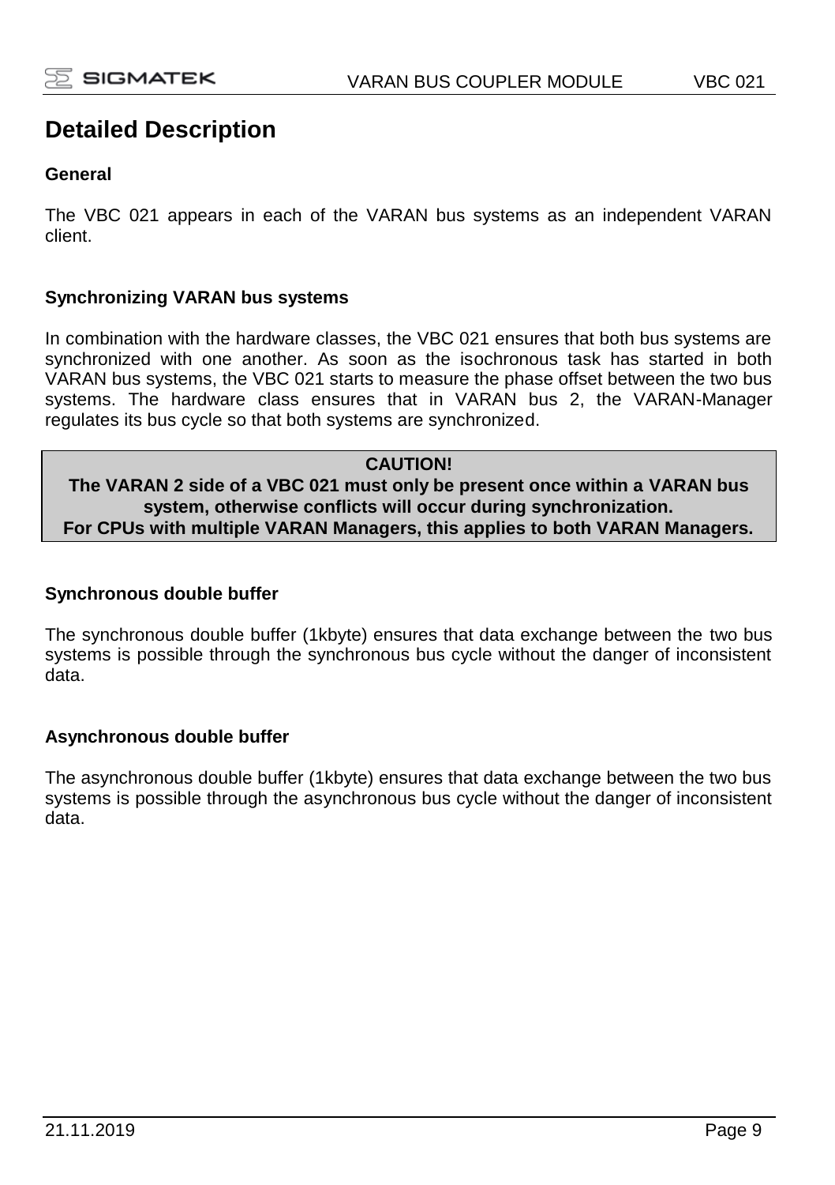# Detailed Description

### General

The VBC 021 appears in each of the VARAN bus systems as an independent VARAN client.

### Synchronizing VARAN bus systems

In combination with the hardware classes, the VBC 021 ensures that both bus systems are synchronized with one another. As soon as the isochronous task has started in both VARAN bus systems, the VBC 021 starts to measure the phase offset between the two bus systems. The hardware class ensures that in VARAN bus 2, the VARAN-Manager regulates its bus cycle so that both systems are synchronized.

**CAUTION!**
**The VARAN 2 side of a VBC 021 must only be present once within a VARAN bus system, otherwise conflicts will occur during synchronization.**
**For CPUs with multiple VARAN Managers, this applies to both VARAN Managers.**

### Synchronous double buffer

The synchronous double buffer (1kbyte) ensures that data exchange between the two bus systems is possible through the synchronous bus cycle without the danger of inconsistent data.

### Asynchronous double buffer

The asynchronous double buffer (1kbyte) ensures that data exchange between the two bus systems is possible through the asynchronous bus cycle without the danger of inconsistent data.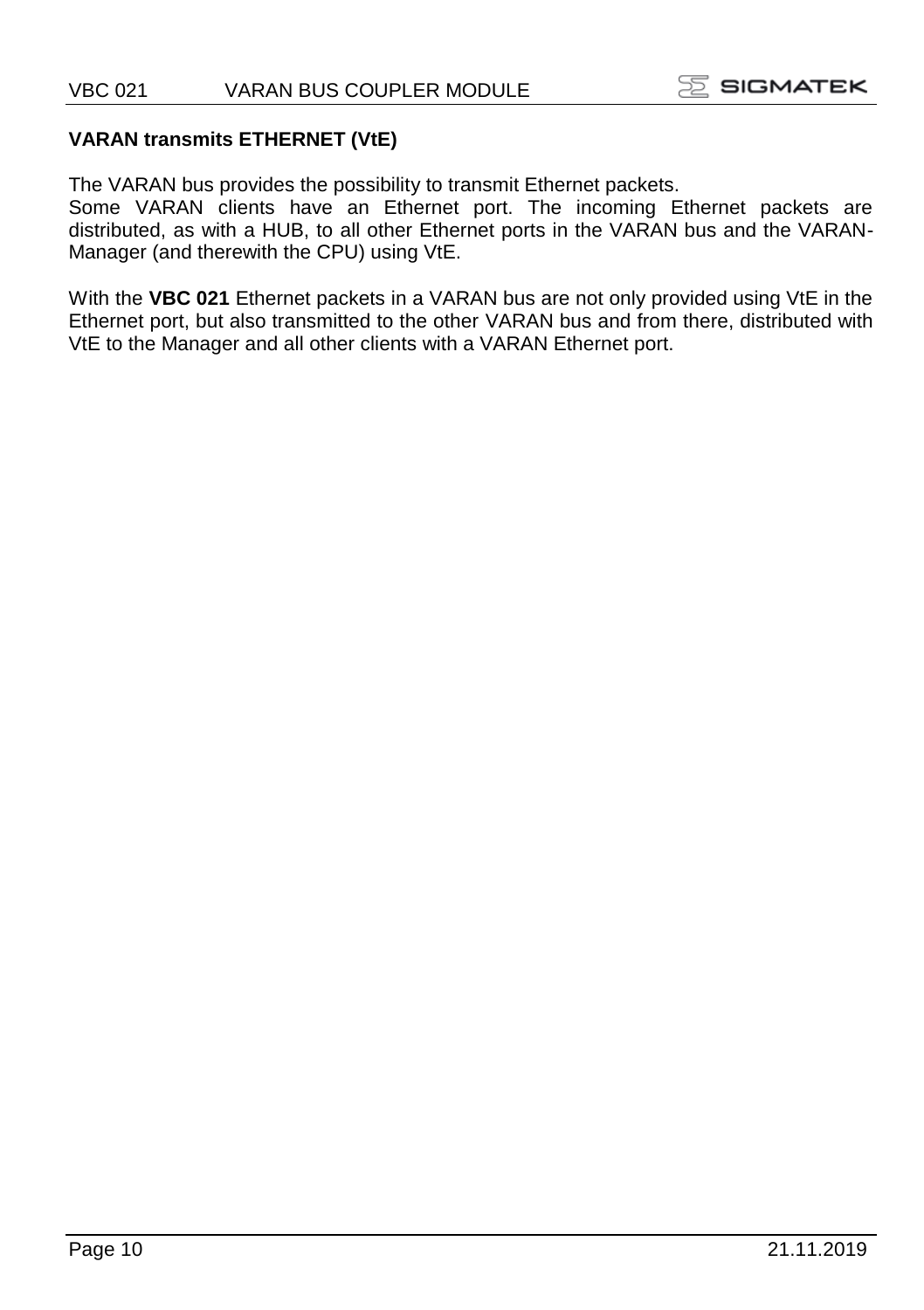## VARAN transmits ETHERNET (VtE)

The VARAN bus provides the possibility to transmit Ethernet packets.
Some VARAN clients have an Ethernet port. The incoming Ethernet packets are distributed, as with a HUB, to all other Ethernet ports in the VARAN bus and the VARAN-Manager (and therewith the CPU) using VtE.

With the **VBC 021** Ethernet packets in a VARAN bus are not only provided using VtE in the Ethernet port, but also transmitted to the other VARAN bus and from there, distributed with VtE to the Manager and all other clients with a VARAN Ethernet port.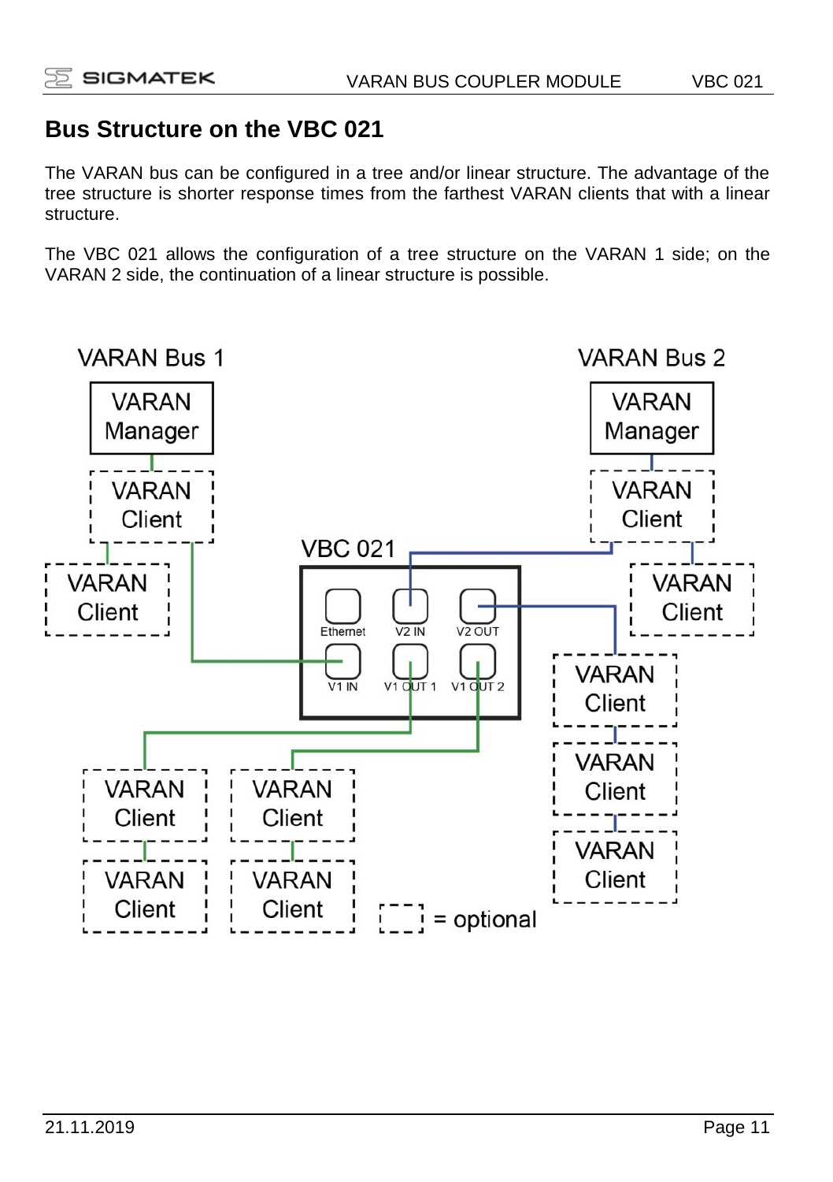# Bus Structure on the VBC 021

The VARAN bus can be configured in a tree and/or linear structure. The advantage of the tree structure is shorter response times from the farthest VARAN clients that with a linear structure.

The VBC 021 allows the configuration of a tree structure on the VARAN 1 side; on the VARAN 2 side, the continuation of a linear structure is possible.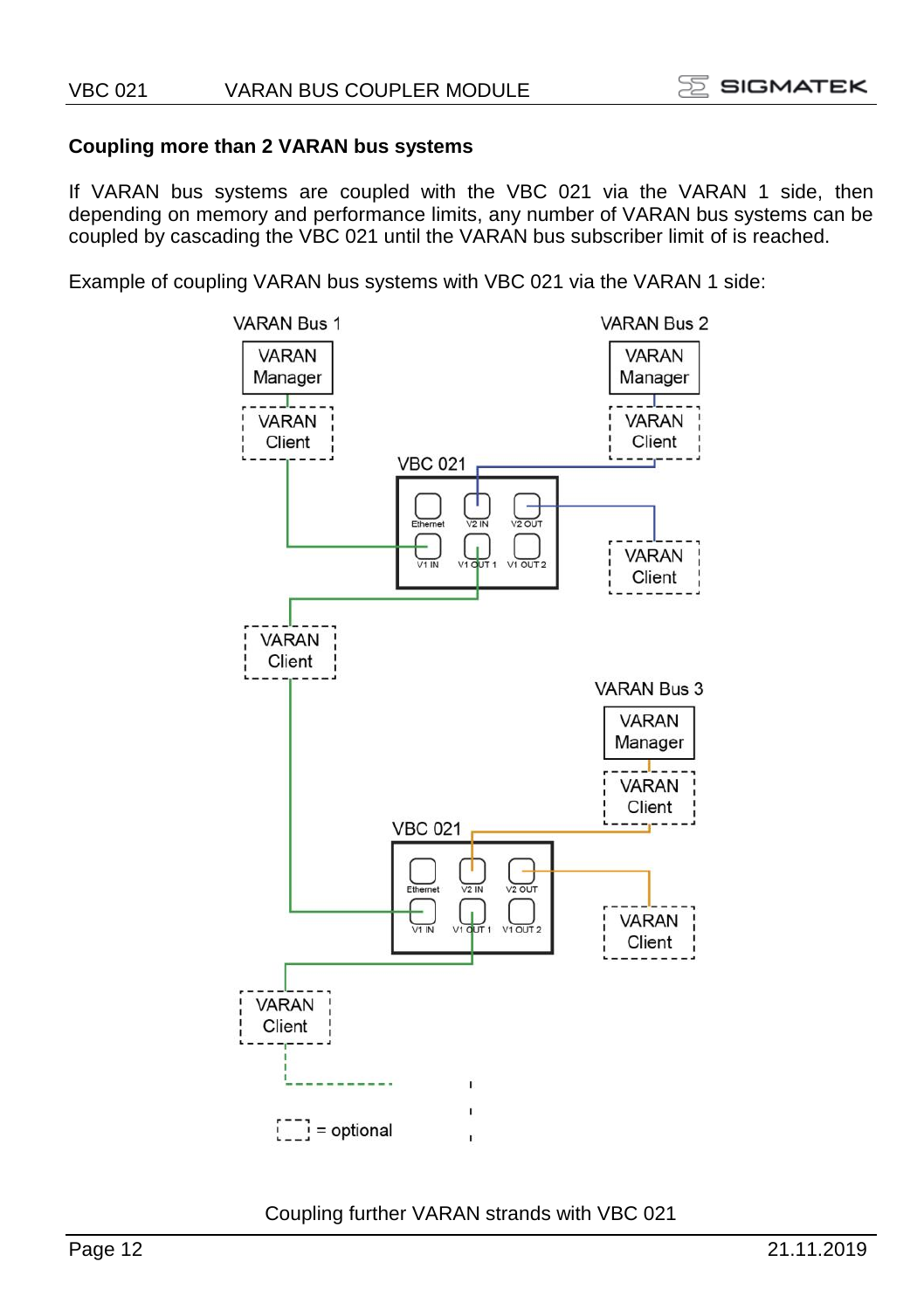### Coupling more than 2 VARAN bus systems

If VARAN bus systems are coupled with the VBC 021 via the VARAN 1 side, then depending on memory and performance limits, any number of VARAN bus systems can be coupled by cascading the VBC 021 until the VARAN bus subscriber limit of is reached.

Example of coupling VARAN bus systems with VBC 021 via the VARAN 1 side:

Coupling further VARAN strands with VBC 021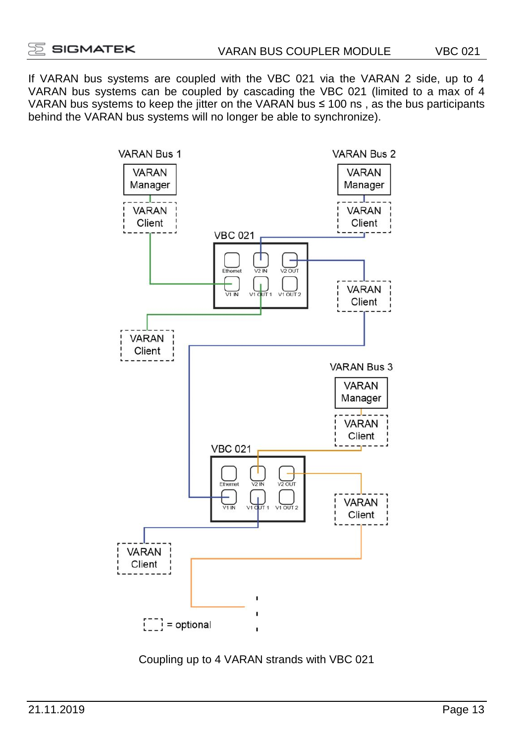If VARAN bus systems are coupled with the VBC 021 via the VARAN 2 side, up to 4 VARAN bus systems can be coupled by cascading the VBC 021 (limited to a max of 4 VARAN bus systems to keep the jitter on the VARAN bus ≤ 100 ns , as the bus participants behind the VARAN bus systems will no longer be able to synchronize).

Coupling up to 4 VARAN strands with VBC 021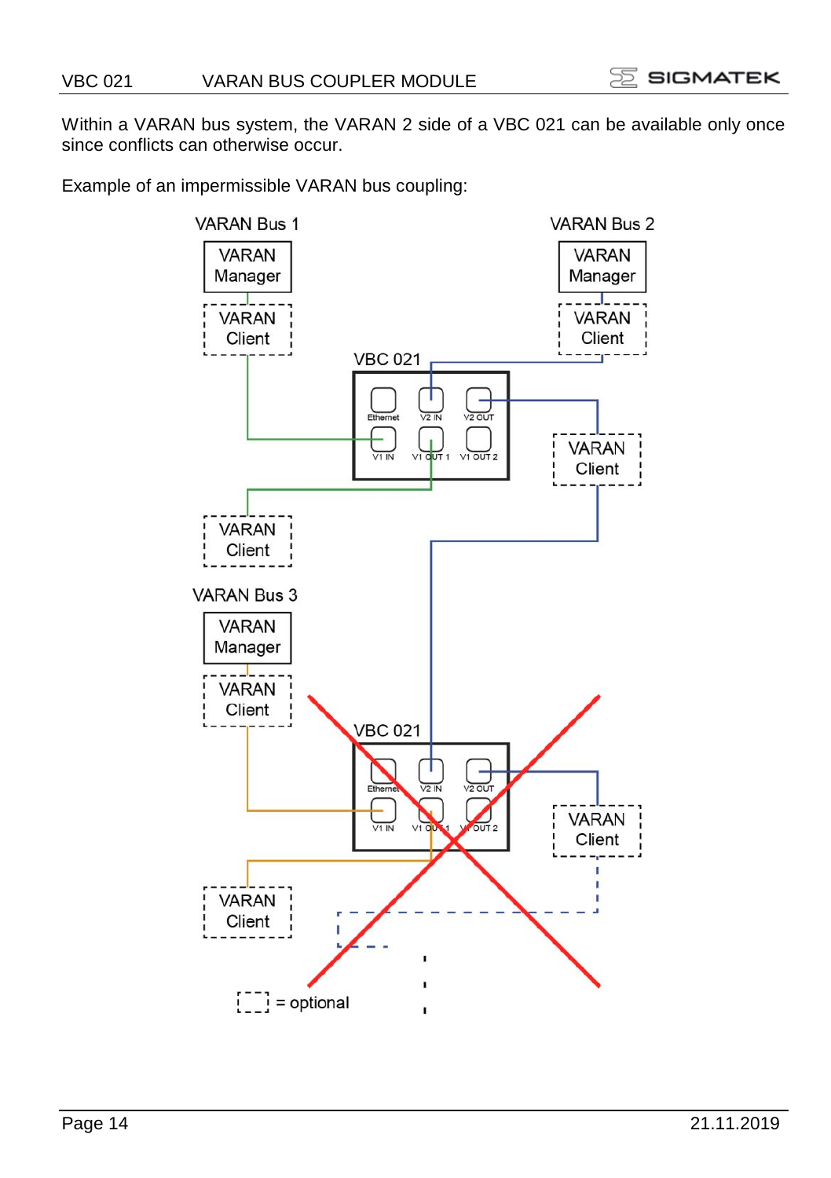Within a VARAN bus system, the VARAN 2 side of a VBC 021 can be available only once since conflicts can otherwise occur.

Example of an impermissible VARAN bus coupling: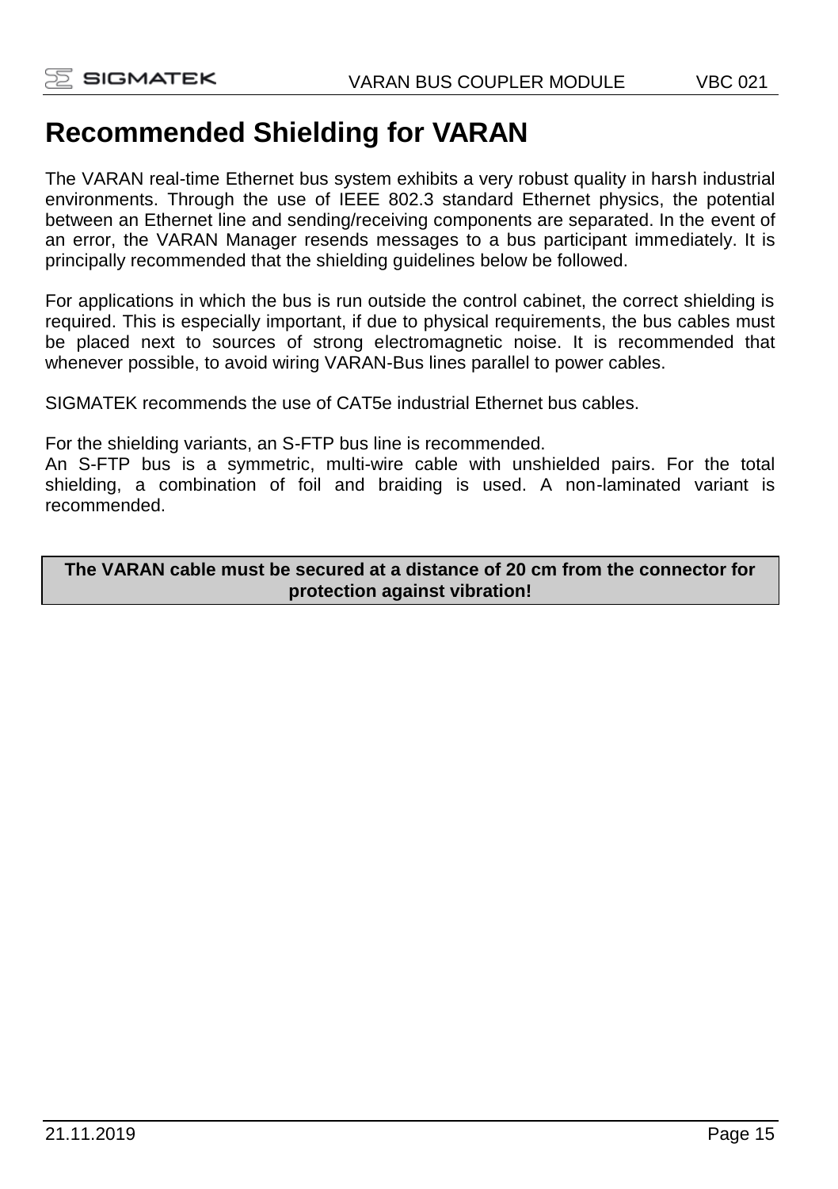# Recommended Shielding for VARAN

The VARAN real-time Ethernet bus system exhibits a very robust quality in harsh industrial environments. Through the use of IEEE 802.3 standard Ethernet physics, the potential between an Ethernet line and sending/receiving components are separated. In the event of an error, the VARAN Manager resends messages to a bus participant immediately. It is principally recommended that the shielding guidelines below be followed.

For applications in which the bus is run outside the control cabinet, the correct shielding is required. This is especially important, if due to physical requirements, the bus cables must be placed next to sources of strong electromagnetic noise. It is recommended that whenever possible, to avoid wiring VARAN-Bus lines parallel to power cables.

SIGMATEK recommends the use of CAT5e industrial Ethernet bus cables.

For the shielding variants, an S-FTP bus line is recommended.
An S-FTP bus is a symmetric, multi-wire cable with unshielded pairs. For the total shielding, a combination of foil and braiding is used. A non-laminated variant is recommended.

**The VARAN cable must be secured at a distance of 20 cm from the connector for protection against vibration!**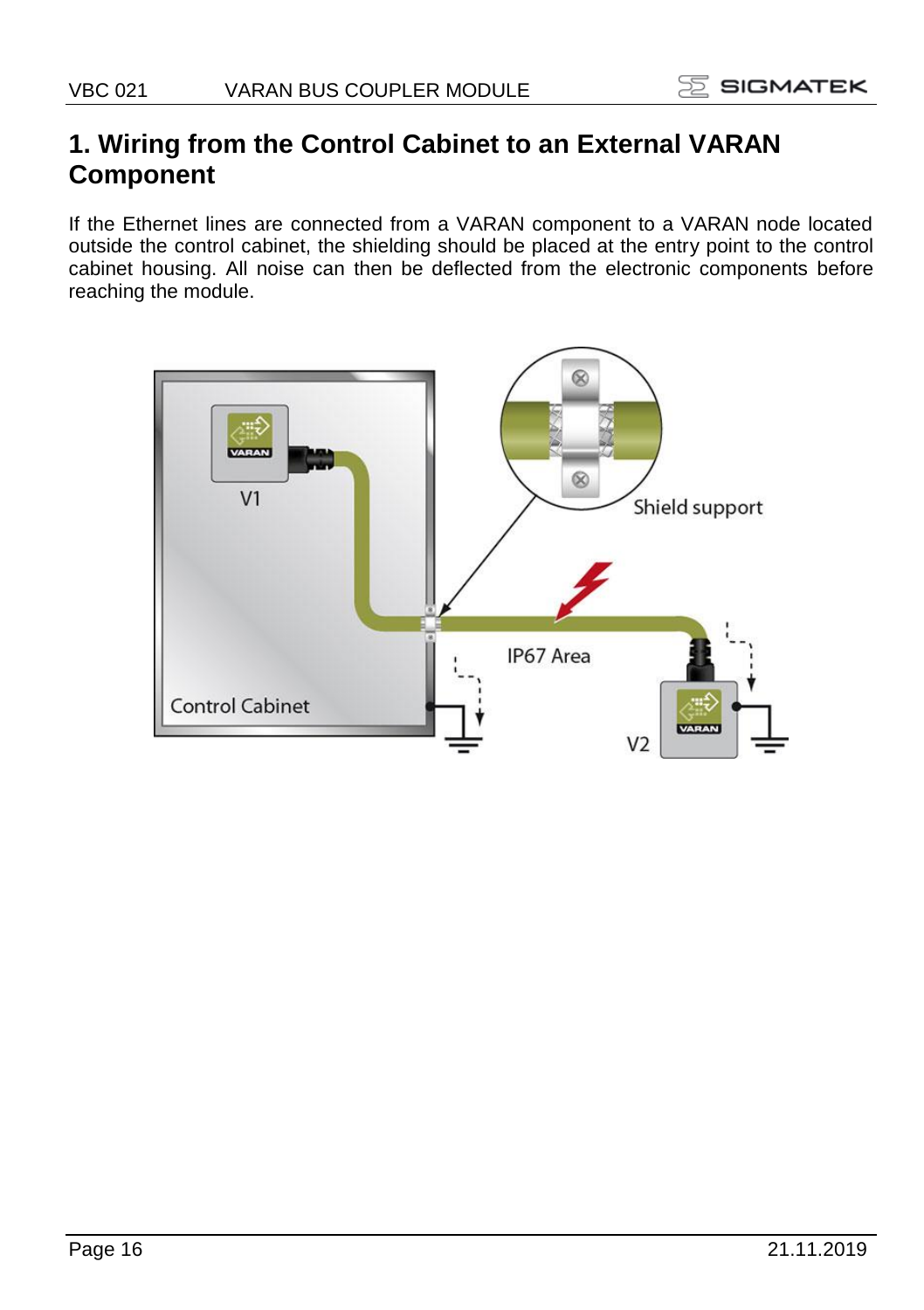# 1. Wiring from the Control Cabinet to an External VARAN Component

If the Ethernet lines are connected from a VARAN component to a VARAN node located outside the control cabinet, the shielding should be placed at the entry point to the control cabinet housing. All noise can then be deflected from the electronic components before reaching the module.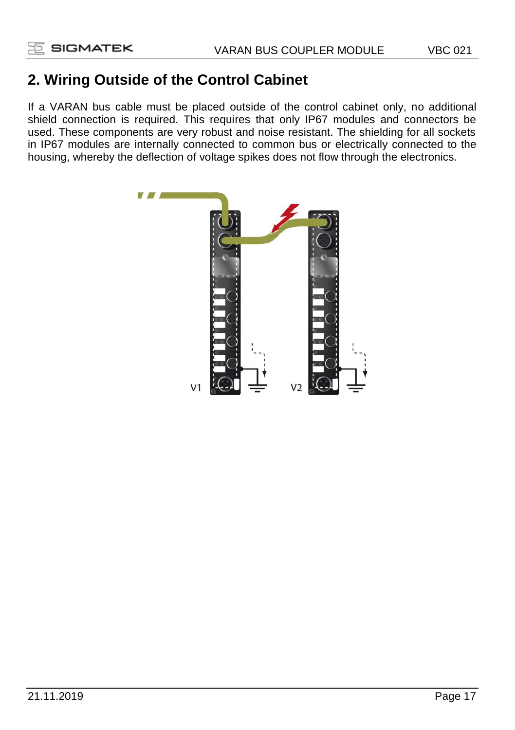## 2. Wiring Outside of the Control Cabinet

If a VARAN bus cable must be placed outside of the control cabinet only, no additional shield connection is required. This requires that only IP67 modules and connectors be used. These components are very robust and noise resistant. The shielding for all sockets in IP67 modules are internally connected to common bus or electrically connected to the housing, whereby the deflection of voltage spikes does not flow through the electronics.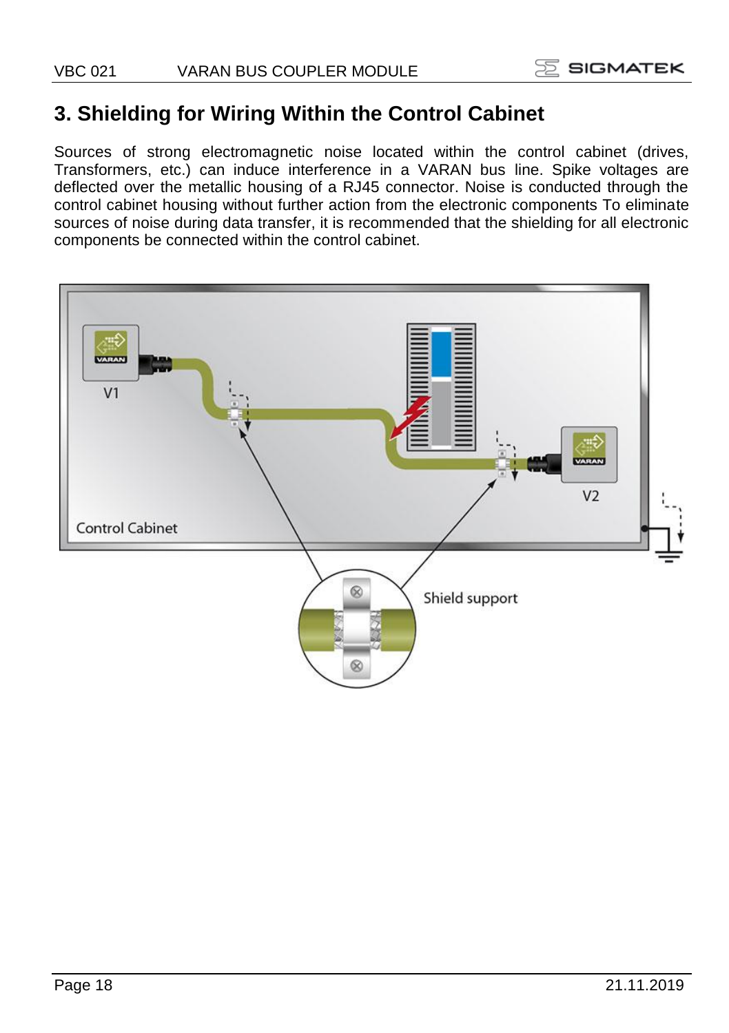# 3. Shielding for Wiring Within the Control Cabinet

Sources of strong electromagnetic noise located within the control cabinet (drives, Transformers, etc.) can induce interference in a VARAN bus line. Spike voltages are deflected over the metallic housing of a RJ45 connector. Noise is conducted through the control cabinet housing without further action from the electronic components To eliminate sources of noise during data transfer, it is recommended that the shielding for all electronic components be connected within the control cabinet.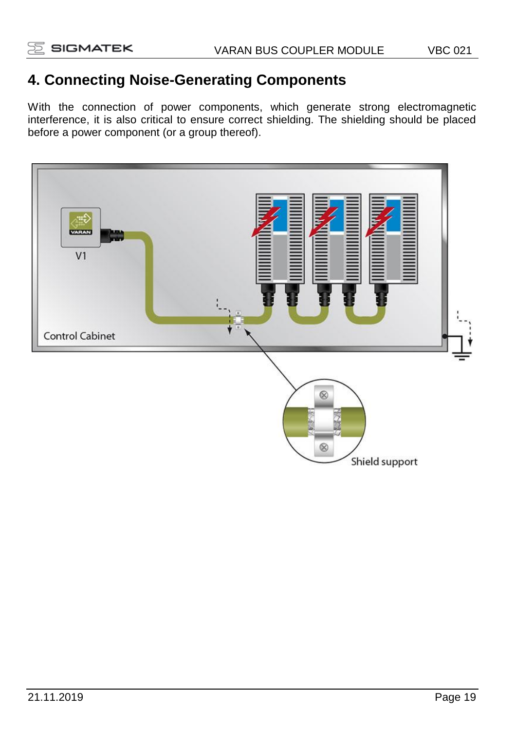# 4. Connecting Noise-Generating Components

With the connection of power components, which generate strong electromagnetic interference, it is also critical to ensure correct shielding. The shielding should be placed before a power component (or a group thereof).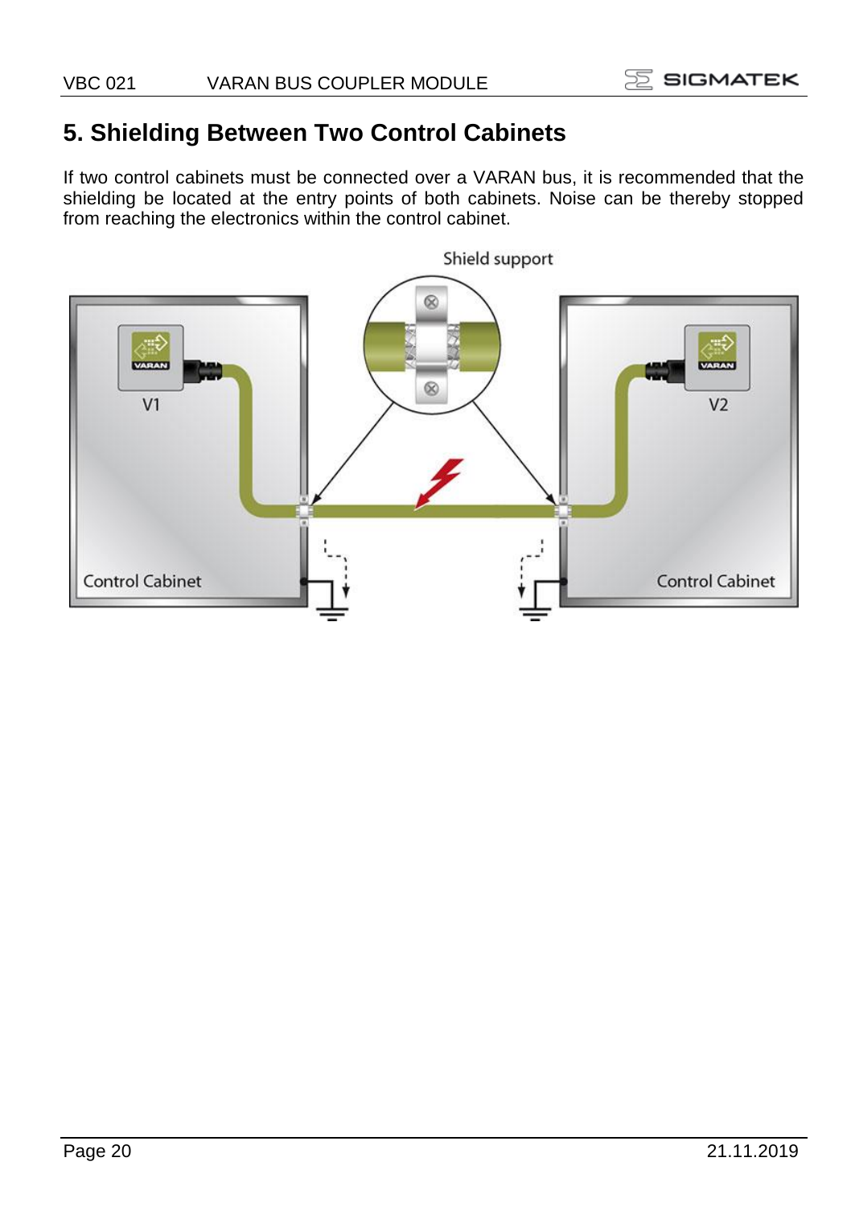# 5. Shielding Between Two Control Cabinets

If two control cabinets must be connected over a VARAN bus, it is recommended that the shielding be located at the entry points of both cabinets. Noise can be thereby stopped from reaching the electronics within the control cabinet.

Shield support

V1

V2

Control Cabinet

Control Cabinet